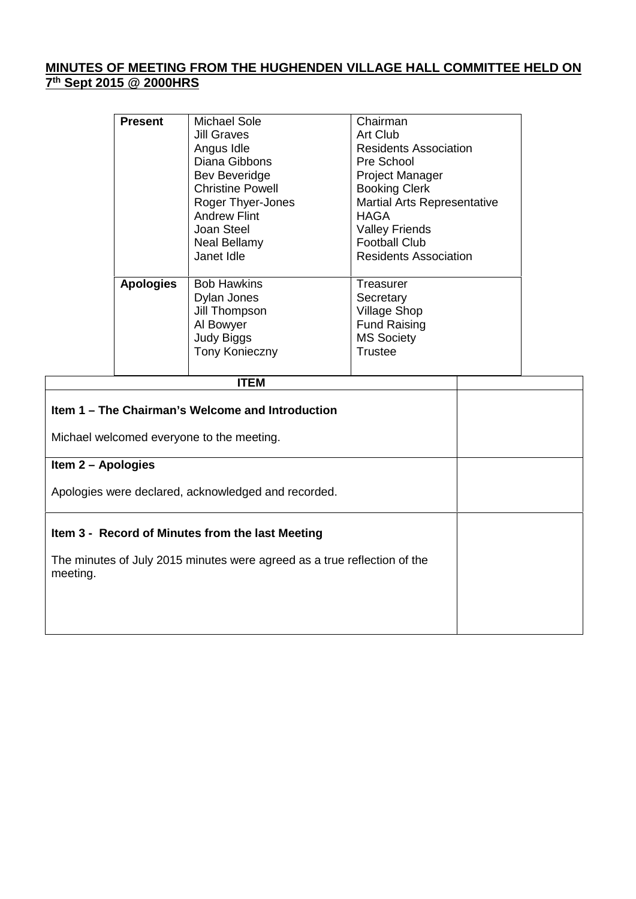**MINUTES OF MEETING FROM THE HUGHENDEN VILLAGE HALL COMMITTEE HELD ON 7th Sept 2015 @ 2000HRS**

| | | |
|---|---|---|
| **Present** | Michael Sole<br>Jill Graves<br>Angus Idle<br>Diana Gibbons<br>Bev Beveridge<br>Christine Powell<br>Roger Thyer-Jones<br>Andrew Flint<br>Joan Steel<br>Neal Bellamy<br>Janet Idle | Chairman<br>Art Club<br>Residents Association<br>Pre School<br>Project Manager<br>Booking Clerk<br>Martial Arts Representative<br>HAGA<br>Valley Friends<br>Football Club<br>Residents Association |
| **Apologies** | Bob Hawkins<br>Dylan Jones<br>Jill Thompson<br>Al Bowyer<br>Judy Biggs<br>Tony Konieczny | Treasurer<br>Secretary<br>Village Shop<br>Fund Raising<br>MS Society<br>Trustee |

| ITEM | |
|---|---|
| **Item 1 – The Chairman's Welcome and Introduction**<br><br>Michael welcomed everyone to the meeting. | |
| **Item 2 – Apologies**<br><br>Apologies were declared, acknowledged and recorded. | |
| **Item 3 - Record of Minutes from the last Meeting**<br><br>The minutes of July 2015 minutes were agreed as a true reflection of the meeting. | |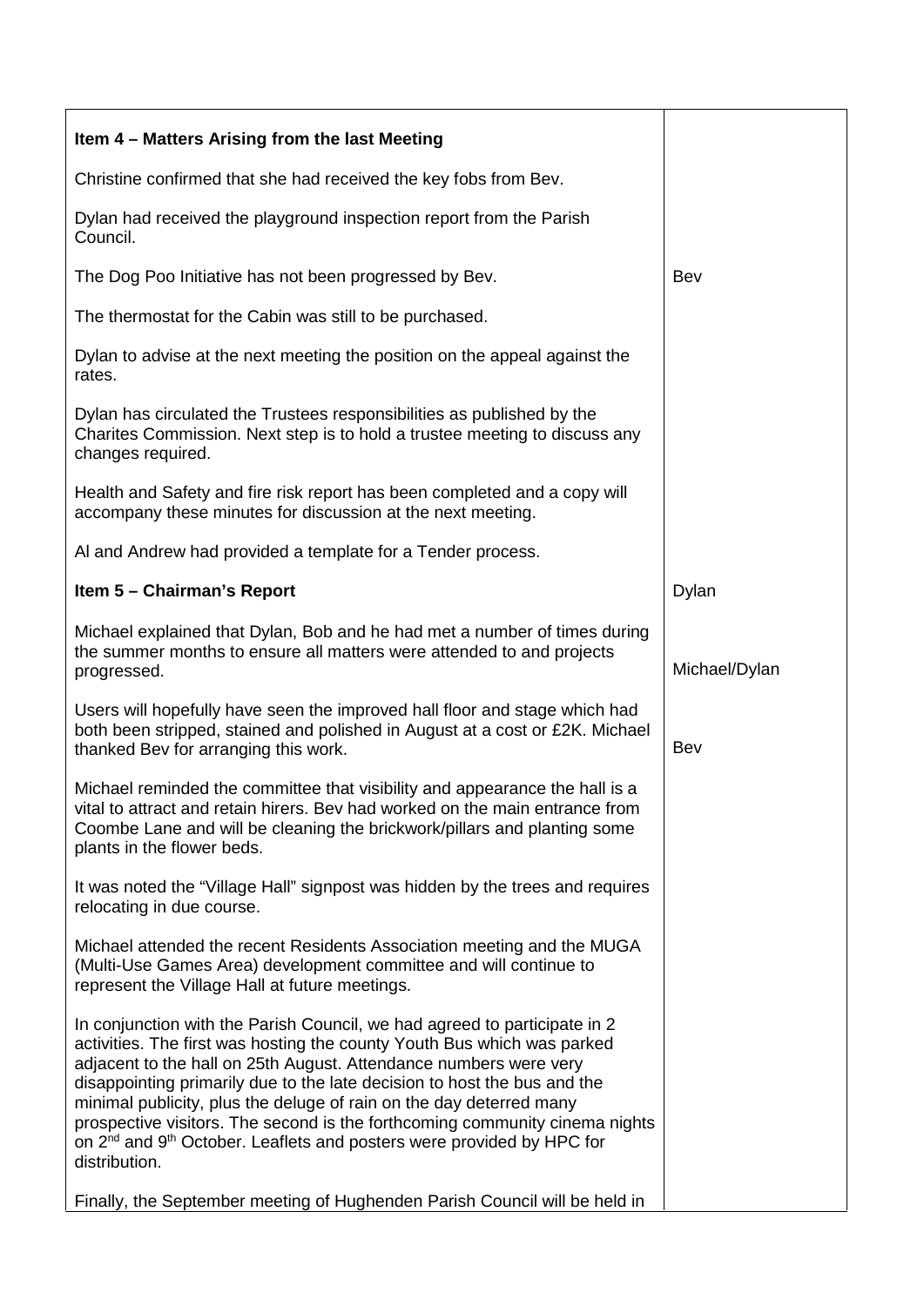| | |
|---|---|
| **Item 4 – Matters Arising from the last Meeting** | |
| Christine confirmed that she had received the key fobs from Bev. | |
| Dylan had received the playground inspection report from the Parish Council. | |
| The Dog Poo Initiative has not been progressed by Bev. | Bev |
| The thermostat for the Cabin was still to be purchased. | |
| Dylan to advise at the next meeting the position on the appeal against the rates. | |
| Dylan has circulated the Trustees responsibilities as published by the Charites Commission. Next step is to hold a trustee meeting to discuss any changes required. | |
| Health and Safety and fire risk report has been completed and a copy will accompany these minutes for discussion at the next meeting. | |
| Al and Andrew had provided a template for a Tender process. | |
| **Item 5 – Chairman's Report** | Dylan |
| Michael explained that Dylan, Bob and he had met a number of times during the summer months to ensure all matters were attended to and projects progressed. | Michael/Dylan |
| Users will hopefully have seen the improved hall floor and stage which had both been stripped, stained and polished in August at a cost or £2K. Michael thanked Bev for arranging this work. | Bev |
| Michael reminded the committee that visibility and appearance the hall is a vital to attract and retain hirers. Bev had worked on the main entrance from Coombe Lane and will be cleaning the brickwork/pillars and planting some plants in the flower beds. | |
| It was noted the "Village Hall" signpost was hidden by the trees and requires relocating in due course. | |
| Michael attended the recent Residents Association meeting and the MUGA (Multi-Use Games Area) development committee and will continue to represent the Village Hall at future meetings. | |
| In conjunction with the Parish Council, we had agreed to participate in 2 activities. The first was hosting the county Youth Bus which was parked adjacent to the hall on 25th August. Attendance numbers were very disappointing primarily due to the late decision to host the bus and the minimal publicity, plus the deluge of rain on the day deterred many prospective visitors. The second is the forthcoming community cinema nights on 2nd and 9th October. Leaflets and posters were provided by HPC for distribution. | |
| Finally, the September meeting of Hughenden Parish Council will be held in | |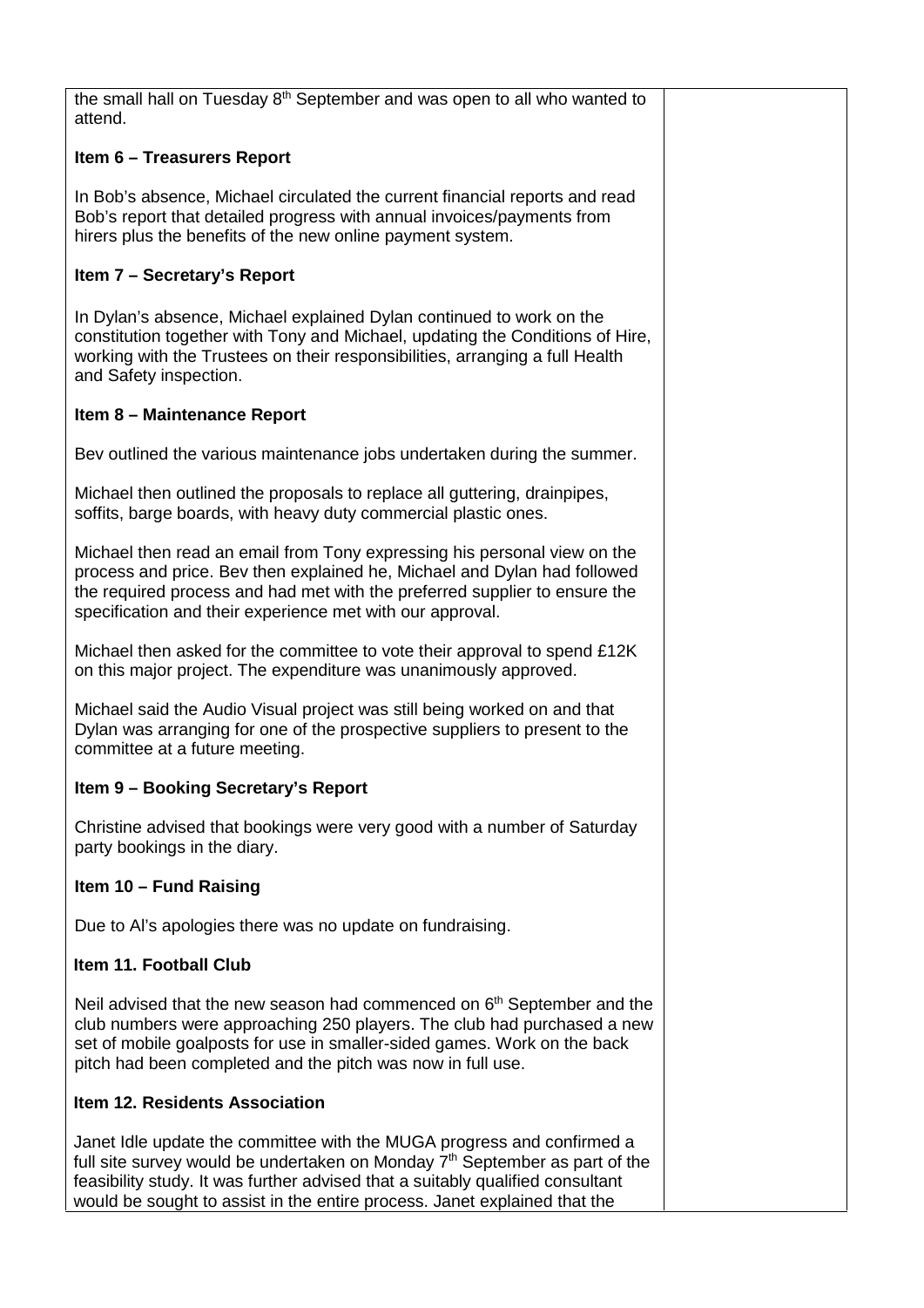the small hall on Tuesday 8th September and was open to all who wanted to attend.

**Item 6 – Treasurers Report**

In Bob's absence, Michael circulated the current financial reports and read Bob's report that detailed progress with annual invoices/payments from hirers plus the benefits of the new online payment system.

**Item 7 – Secretary's Report**

In Dylan's absence, Michael explained Dylan continued to work on the constitution together with Tony and Michael, updating the Conditions of Hire, working with the Trustees on their responsibilities, arranging a full Health and Safety inspection.

**Item 8 – Maintenance Report**

Bev outlined the various maintenance jobs undertaken during the summer.

Michael then outlined the proposals to replace all guttering, drainpipes, soffits, barge boards, with heavy duty commercial plastic ones.

Michael then read an email from Tony expressing his personal view on the process and price. Bev then explained he, Michael and Dylan had followed the required process and had met with the preferred supplier to ensure the specification and their experience met with our approval.

Michael then asked for the committee to vote their approval to spend £12K on this major project. The expenditure was unanimously approved.

Michael said the Audio Visual project was still being worked on and that Dylan was arranging for one of the prospective suppliers to present to the committee at a future meeting.

**Item 9 – Booking Secretary's Report**

Christine advised that bookings were very good with a number of Saturday party bookings in the diary.

**Item 10 – Fund Raising**

Due to Al's apologies there was no update on fundraising.

**Item 11. Football Club**

Neil advised that the new season had commenced on 6th September and the club numbers were approaching 250 players. The club had purchased a new set of mobile goalposts for use in smaller-sided games. Work on the back pitch had been completed and the pitch was now in full use.

**Item 12. Residents Association**

Janet Idle update the committee with the MUGA progress and confirmed a full site survey would be undertaken on Monday 7th September as part of the feasibility study. It was further advised that a suitably qualified consultant would be sought to assist in the entire process. Janet explained that the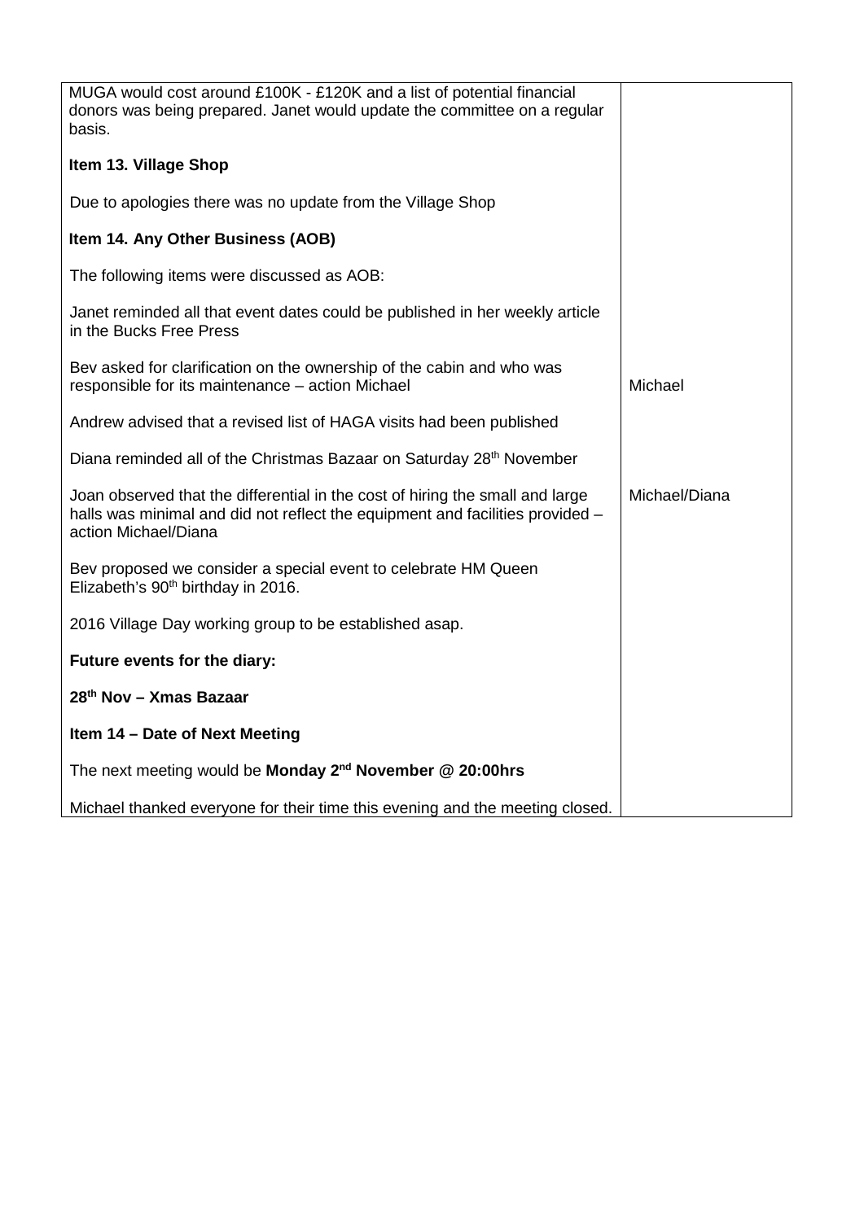| | |
|---|---|
| MUGA would cost around £100K - £120K and a list of potential financial donors was being prepared. Janet would update the committee on a regular basis. | |
| **Item 13. Village Shop** | |
| Due to apologies there was no update from the Village Shop | |
| **Item 14. Any Other Business (AOB)** | |
| The following items were discussed as AOB: | |
| Janet reminded all that event dates could be published in her weekly article in the Bucks Free Press | |
| Bev asked for clarification on the ownership of the cabin and who was responsible for its maintenance – action Michael | Michael |
| Andrew advised that a revised list of HAGA visits had been published | |
| Diana reminded all of the Christmas Bazaar on Saturday 28th November | |
| Joan observed that the differential in the cost of hiring the small and large halls was minimal and did not reflect the equipment and facilities provided – action Michael/Diana | Michael/Diana |
| Bev proposed we consider a special event to celebrate HM Queen Elizabeth's 90th birthday in 2016. | |
| 2016 Village Day working group to be established asap. | |
| **Future events for the diary:** | |
| **28th Nov – Xmas Bazaar** | |
| **Item 14 – Date of Next Meeting** | |
| The next meeting would be **Monday 2nd November @ 20:00hrs** | |
| Michael thanked everyone for their time this evening and the meeting closed. | |